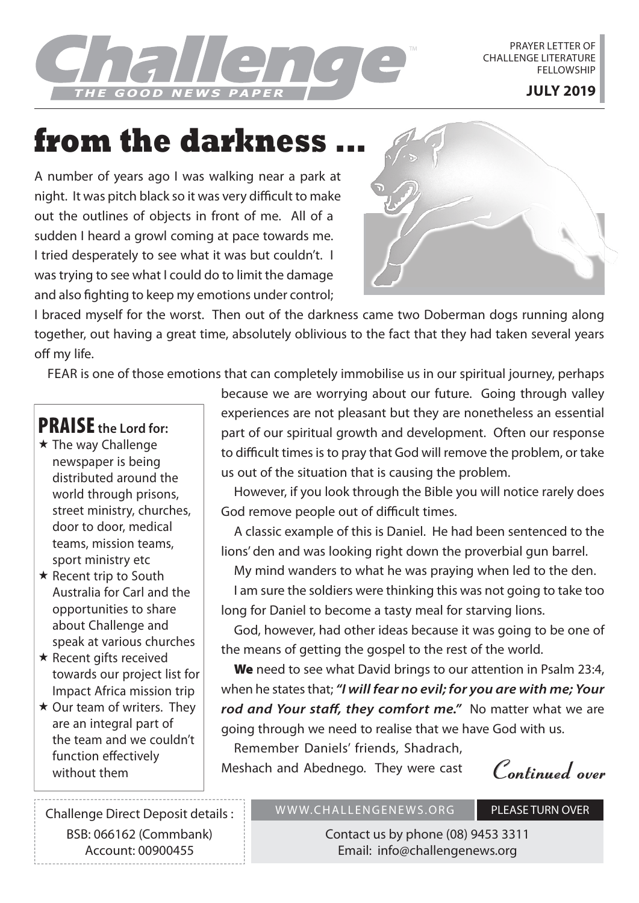# Challenge

THE GOOD NEWS PAPER

PRAYER LETTER OF CHALLENGE LITERATURE FELLOWSHIP

**JULY 2019**

# from the darkness …

A number of years ago I was walking near a park at night. It was pitch black so it was very difficult to make out the outlines of objects in front of me. All of a sudden I heard a growl coming at pace towards me. I tried desperately to see what it was but couldn't. I was trying to see what I could do to limit the damage and also fighting to keep my emotions under control; I braced myself for the worst. Then out of the darkness came two Doberman dogs running along together, out having a great time, absolutely oblivious to the fact that they had taken several years off my life.

FEAR is one of those emotions that can completely immobilise us in our spiritual journey, perhaps because we are worrying about our future. Going through valley experiences are not pleasant but they are nonetheless an essential part of our spiritual growth and development. Often our response to difficult times is to pray that God will remove the problem, or take us out of the situation that is causing the problem.

However, if you look through the Bible you will notice rarely does God remove people out of difficult times.

A classic example of this is Daniel. He had been sentenced to the lions' den and was looking right down the proverbial gun barrel.

My mind wanders to what he was praying when led to the den.

I am sure the soldiers were thinking this was not going to take too long for Daniel to become a tasty meal for starving lions.

God, however, had other ideas because it was going to be one of the means of getting the gospel to the rest of the world.

**We** need to see what David brings to our attention in Psalm 23:4, when he states that; ***"I will fear no evil; for you are with me; Your rod and Your staff, they comfort me."*** No matter what we are going through we need to realise that we have God with us.

Remember Daniels' friends, Shadrach, Meshach and Abednego. They were cast

*Continued over*

## PRAISE the Lord for:

- The way Challenge newspaper is being distributed around the world through prisons, street ministry, churches, door to door, medical teams, mission teams, sport ministry etc
- Recent trip to South Australia for Carl and the opportunities to share about Challenge and speak at various churches
- Recent gifts received towards our project list for Impact Africa mission trip
- Our team of writers. They are an integral part of the team and we couldn't function effectively without them

Challenge Direct Deposit details :
BSB: 066162 (Commbank)
Account: 00900455

WWW.CHALLENGENEWS.ORG PLEASE TURN OVER

Contact us by phone (08) 9453 3311
Email: info@challengenews.org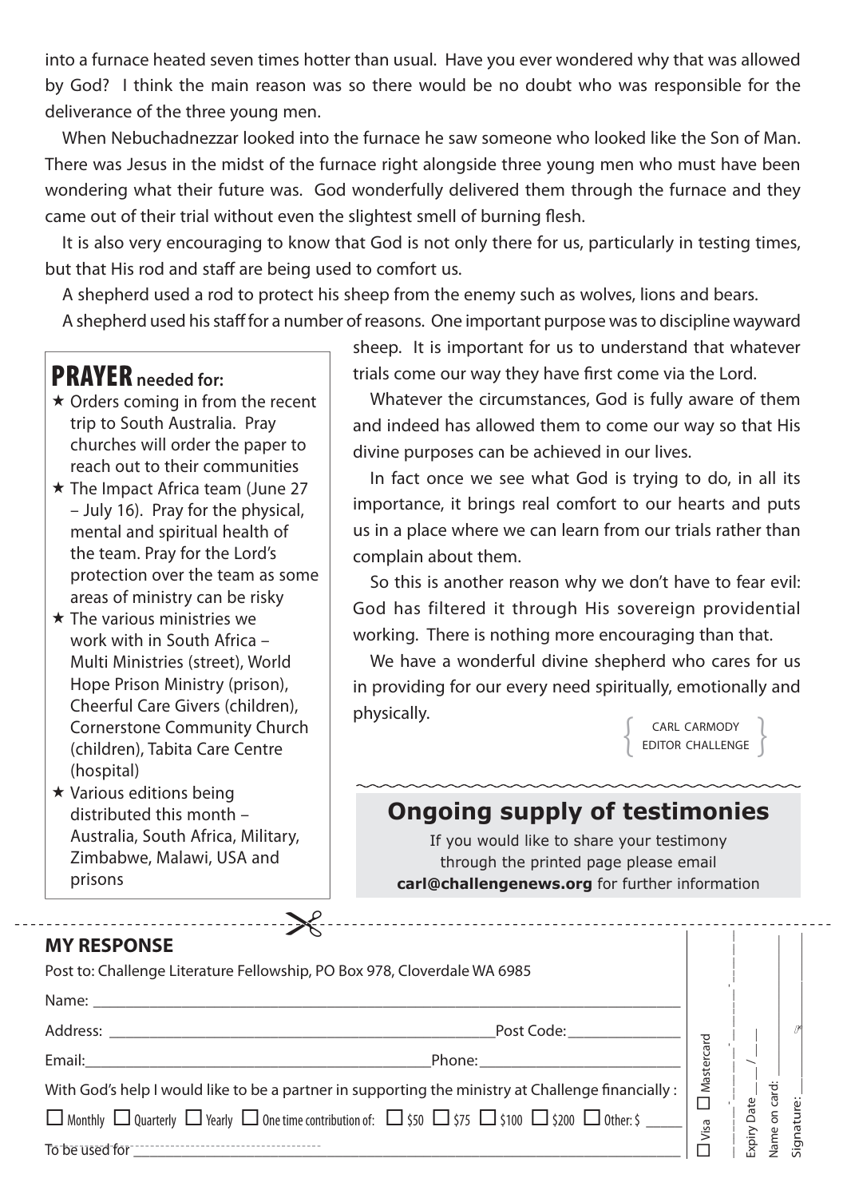into a furnace heated seven times hotter than usual. Have you ever wondered why that was allowed by God? I think the main reason was so there would be no doubt who was responsible for the deliverance of the three young men.

When Nebuchadnezzar looked into the furnace he saw someone who looked like the Son of Man. There was Jesus in the midst of the furnace right alongside three young men who must have been wondering what their future was. God wonderfully delivered them through the furnace and they came out of their trial without even the slightest smell of burning flesh.

It is also very encouraging to know that God is not only there for us, particularly in testing times, but that His rod and staff are being used to comfort us.

A shepherd used a rod to protect his sheep from the enemy such as wolves, lions and bears.

A shepherd used his staff for a number of reasons. One important purpose was to discipline wayward sheep. It is important for us to understand that whatever trials come our way they have first come via the Lord.

Whatever the circumstances, God is fully aware of them and indeed has allowed them to come our way so that His divine purposes can be achieved in our lives.

In fact once we see what God is trying to do, in all its importance, it brings real comfort to our hearts and puts us in a place where we can learn from our trials rather than complain about them.

So this is another reason why we don't have to fear evil: God has filtered it through His sovereign providential working. There is nothing more encouraging than that.

We have a wonderful divine shepherd who cares for us in providing for our every need spiritually, emotionally and physically.

CARL CARMODY
EDITOR CHALLENGE

## PRAYER needed for:

- ★ Orders coming in from the recent trip to South Australia. Pray churches will order the paper to reach out to their communities
- ★ The Impact Africa team (June 27 – July 16). Pray for the physical, mental and spiritual health of the team. Pray for the Lord's protection over the team as some areas of ministry can be risky
- ★ The various ministries we work with in South Africa – Multi Ministries (street), World Hope Prison Ministry (prison), Cheerful Care Givers (children), Cornerstone Community Church (children), Tabita Care Centre (hospital)
- ★ Various editions being distributed this month – Australia, South Africa, Military, Zimbabwe, Malawi, USA and prisons

## Ongoing supply of testimonies

If you would like to share your testimony through the printed page please email **carl@challengenews.org** for further information

## MY RESPONSE

Post to: Challenge Literature Fellowship, PO Box 978, Cloverdale WA 6985

Name: ______________________________________________

Address: ____________________________________ Post Code: __________

Email: ______________________________ Phone: ____________________

With God's help I would like to be a partner in supporting the ministry at Challenge financially :

☐ Monthly ☐ Quarterly ☐ Yearly ☐ One time contribution of: ☐ \$50 ☐ \$75 ☐ \$100 ☐ \$200 ☐ Other: \$ _____

To be used for ______________________________________________

☐ Visa ☐ Mastercard

Expiry Date __ / __

Name on card: __________

Signature: __________